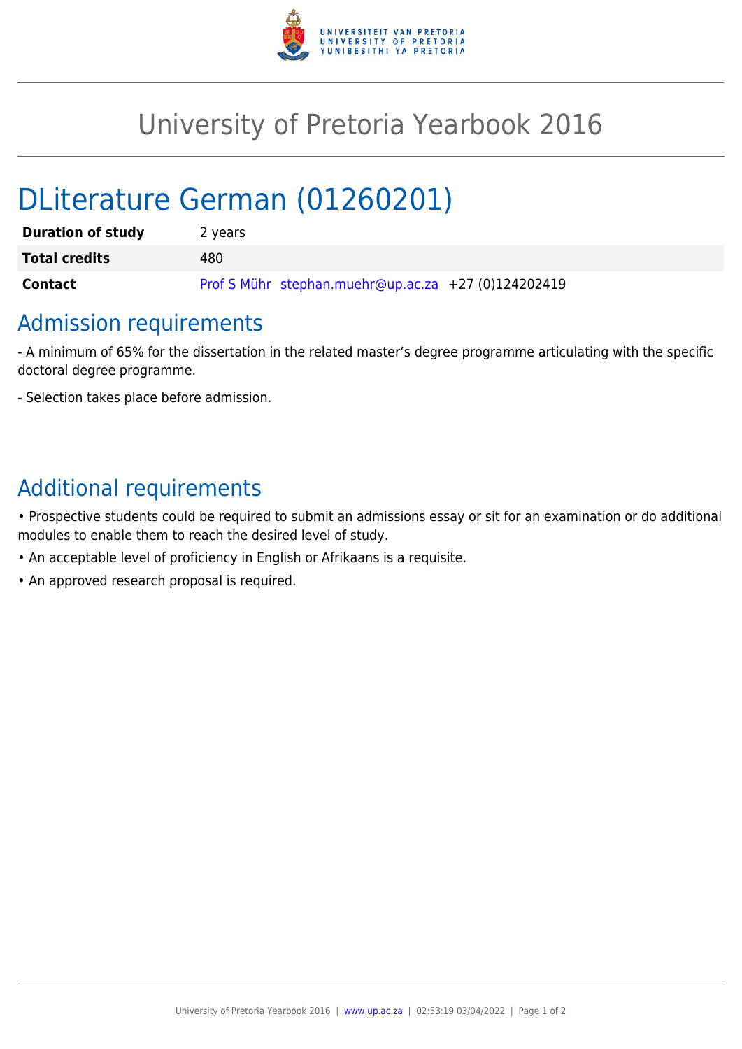# University of Pretoria Yearbook 2016

# DLiterature German (01260201)

| | |
|---|---|
| **Duration of study** | 2 years |
| **Total credits** | 480 |
| **Contact** | Prof S Mühr stephan.muehr@up.ac.za +27 (0)124202419 |

## Admission requirements

- A minimum of 65% for the dissertation in the related master's degree programme articulating with the specific doctoral degree programme.

- Selection takes place before admission.

## Additional requirements

• Prospective students could be required to submit an admissions essay or sit for an examination or do additional modules to enable them to reach the desired level of study.

• An acceptable level of proficiency in English or Afrikaans is a requisite.

• An approved research proposal is required.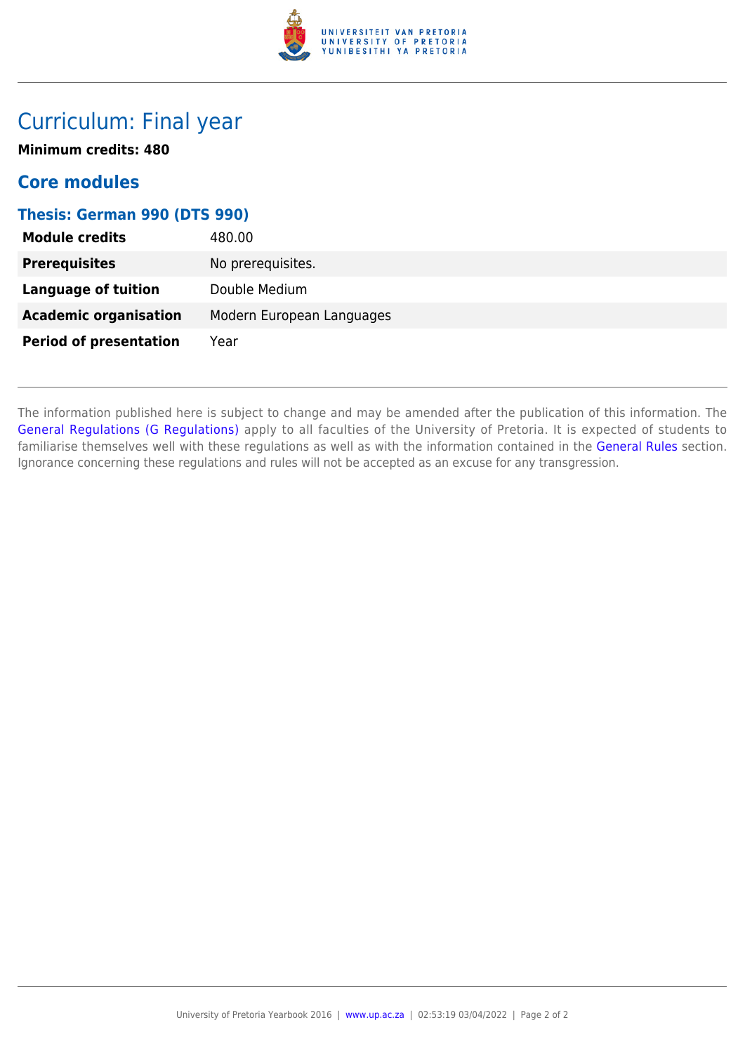# Curriculum: Final year

**Minimum credits: 480**

## Core modules

### Thesis: German 990 (DTS 990)

| | |
|---|---|
| **Module credits** | 480.00 |
| **Prerequisites** | No prerequisites. |
| **Language of tuition** | Double Medium |
| **Academic organisation** | Modern European Languages |
| **Period of presentation** | Year |

The information published here is subject to change and may be amended after the publication of this information. The General Regulations (G Regulations) apply to all faculties of the University of Pretoria. It is expected of students to familiarise themselves well with these regulations as well as with the information contained in the General Rules section. Ignorance concerning these regulations and rules will not be accepted as an excuse for any transgression.